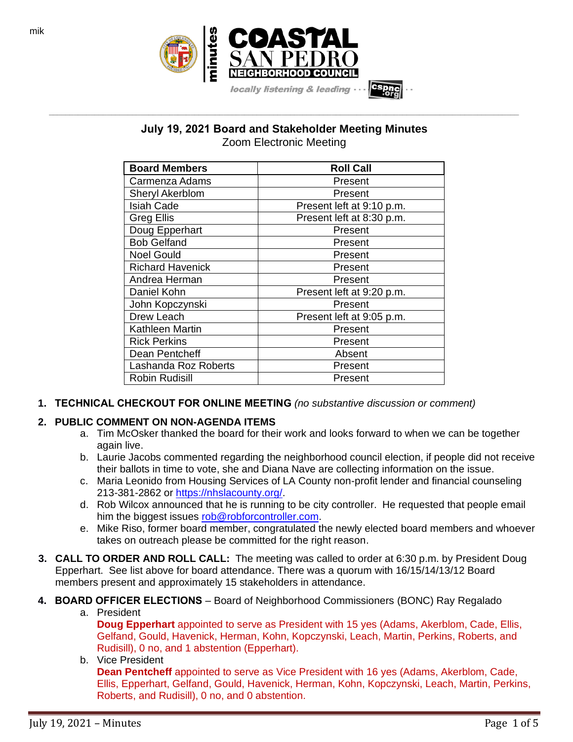mik

minutes

COASTAL SAN PEDRO NEIGHBORHOOD COUNCIL

locally listening & leading · · · cspnc.org

# July 19, 2021 Board and Stakeholder Meeting Minutes

Zoom Electronic Meeting

| Board Members | Roll Call |
|---|---|
| Carmenza Adams | Present |
| Sheryl Akerblom | Present |
| Isiah Cade | Present left at 9:10 p.m. |
| Greg Ellis | Present left at 8:30 p.m. |
| Doug Epperhart | Present |
| Bob Gelfand | Present |
| Noel Gould | Present |
| Richard Havenick | Present |
| Andrea Herman | Present |
| Daniel Kohn | Present left at 9:20 p.m. |
| John Kopczynski | Present |
| Drew Leach | Present left at 9:05 p.m. |
| Kathleen Martin | Present |
| Rick Perkins | Present |
| Dean Pentcheff | Absent |
| Lashanda Roz Roberts | Present |
| Robin Rudisill | Present |

1. **TECHNICAL CHECKOUT FOR ONLINE MEETING** *(no substantive discussion or comment)*

2. **PUBLIC COMMENT ON NON-AGENDA ITEMS**
    a. Tim McOsker thanked the board for their work and looks forward to when we can be together again live.
    b. Laurie Jacobs commented regarding the neighborhood council election, if people did not receive their ballots in time to vote, she and Diana Nave are collecting information on the issue.
    c. Maria Leonido from Housing Services of LA County non-profit lender and financial counseling 213-381-2862 or https://nhslacounty.org/.
    d. Rob Wilcox announced that he is running to be city controller. He requested that people email him the biggest issues rob@robforcontroller.com.
    e. Mike Riso, former board member, congratulated the newly elected board members and whoever takes on outreach please be committed for the right reason.

3. **CALL TO ORDER AND ROLL CALL:** The meeting was called to order at 6:30 p.m. by President Doug Epperhart. See list above for board attendance. There was a quorum with 16/15/14/13/12 Board members present and approximately 15 stakeholders in attendance.

4. **BOARD OFFICER ELECTIONS** – Board of Neighborhood Commissioners (BONC) Ray Regalado
    a. President
    **Doug Epperhart** appointed to serve as President with 15 yes (Adams, Akerblom, Cade, Ellis, Gelfand, Gould, Havenick, Herman, Kohn, Kopczynski, Leach, Martin, Perkins, Roberts, and Rudisill), 0 no, and 1 abstention (Epperhart).
    b. Vice President
    **Dean Pentcheff** appointed to serve as Vice President with 16 yes (Adams, Akerblom, Cade, Ellis, Epperhart, Gelfand, Gould, Havenick, Herman, Kohn, Kopczynski, Leach, Martin, Perkins, Roberts, and Rudisill), 0 no, and 0 abstention.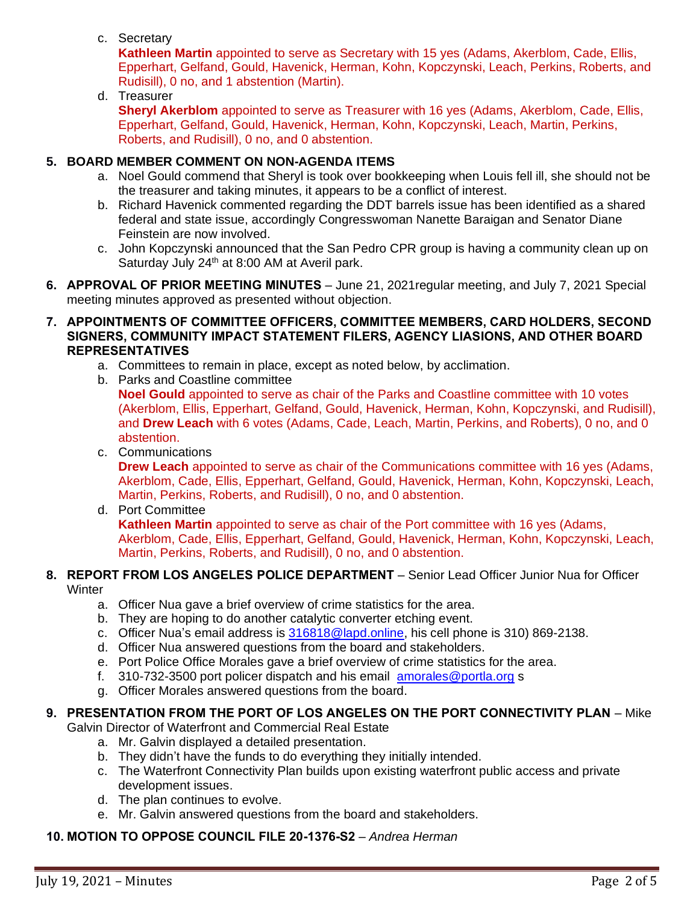c. Secretary

**Kathleen Martin** appointed to serve as Secretary with 15 yes (Adams, Akerblom, Cade, Ellis, Epperhart, Gelfand, Gould, Havenick, Herman, Kohn, Kopczynski, Leach, Perkins, Roberts, and Rudisill), 0 no, and 1 abstention (Martin).

d. Treasurer

**Sheryl Akerblom** appointed to serve as Treasurer with 16 yes (Adams, Akerblom, Cade, Ellis, Epperhart, Gelfand, Gould, Havenick, Herman, Kohn, Kopczynski, Leach, Martin, Perkins, Roberts, and Rudisill), 0 no, and 0 abstention.

**5. BOARD MEMBER COMMENT ON NON-AGENDA ITEMS**

a. Noel Gould commend that Sheryl is took over bookkeeping when Louis fell ill, she should not be the treasurer and taking minutes, it appears to be a conflict of interest.

b. Richard Havenick commented regarding the DDT barrels issue has been identified as a shared federal and state issue, accordingly Congresswoman Nanette Baraigan and Senator Diane Feinstein are now involved.

c. John Kopczynski announced that the San Pedro CPR group is having a community clean up on Saturday July 24th at 8:00 AM at Averil park.

**6. APPROVAL OF PRIOR MEETING MINUTES** – June 21, 2021regular meeting, and July 7, 2021 Special meeting minutes approved as presented without objection.

**7. APPOINTMENTS OF COMMITTEE OFFICERS, COMMITTEE MEMBERS, CARD HOLDERS, SECOND SIGNERS, COMMUNITY IMPACT STATEMENT FILERS, AGENCY LIASIONS, AND OTHER BOARD REPRESENTATIVES**

a. Committees to remain in place, except as noted below, by acclimation.

b. Parks and Coastline committee

**Noel Gould** appointed to serve as chair of the Parks and Coastline committee with 10 votes (Akerblom, Ellis, Epperhart, Gelfand, Gould, Havenick, Herman, Kohn, Kopczynski, and Rudisill), and **Drew Leach** with 6 votes (Adams, Cade, Leach, Martin, Perkins, and Roberts), 0 no, and 0 abstention.

c. Communications

**Drew Leach** appointed to serve as chair of the Communications committee with 16 yes (Adams, Akerblom, Cade, Ellis, Epperhart, Gelfand, Gould, Havenick, Herman, Kohn, Kopczynski, Leach, Martin, Perkins, Roberts, and Rudisill), 0 no, and 0 abstention.

d. Port Committee

**Kathleen Martin** appointed to serve as chair of the Port committee with 16 yes (Adams, Akerblom, Cade, Ellis, Epperhart, Gelfand, Gould, Havenick, Herman, Kohn, Kopczynski, Leach, Martin, Perkins, Roberts, and Rudisill), 0 no, and 0 abstention.

**8. REPORT FROM LOS ANGELES POLICE DEPARTMENT** – Senior Lead Officer Junior Nua for Officer Winter

a. Officer Nua gave a brief overview of crime statistics for the area.

b. They are hoping to do another catalytic converter etching event.

c. Officer Nua's email address is 316818@lapd.online, his cell phone is 310) 869-2138.

d. Officer Nua answered questions from the board and stakeholders.

e. Port Police Office Morales gave a brief overview of crime statistics for the area.

f. 310-732-3500 port policer dispatch and his email amorales@portla.org s

g. Officer Morales answered questions from the board.

**9. PRESENTATION FROM THE PORT OF LOS ANGELES ON THE PORT CONNECTIVITY PLAN** – Mike Galvin Director of Waterfront and Commercial Real Estate

a. Mr. Galvin displayed a detailed presentation.

b. They didn't have the funds to do everything they initially intended.

c. The Waterfront Connectivity Plan builds upon existing waterfront public access and private development issues.

d. The plan continues to evolve.

e. Mr. Galvin answered questions from the board and stakeholders.

**10. MOTION TO OPPOSE COUNCIL FILE 20-1376-S2** – *Andrea Herman*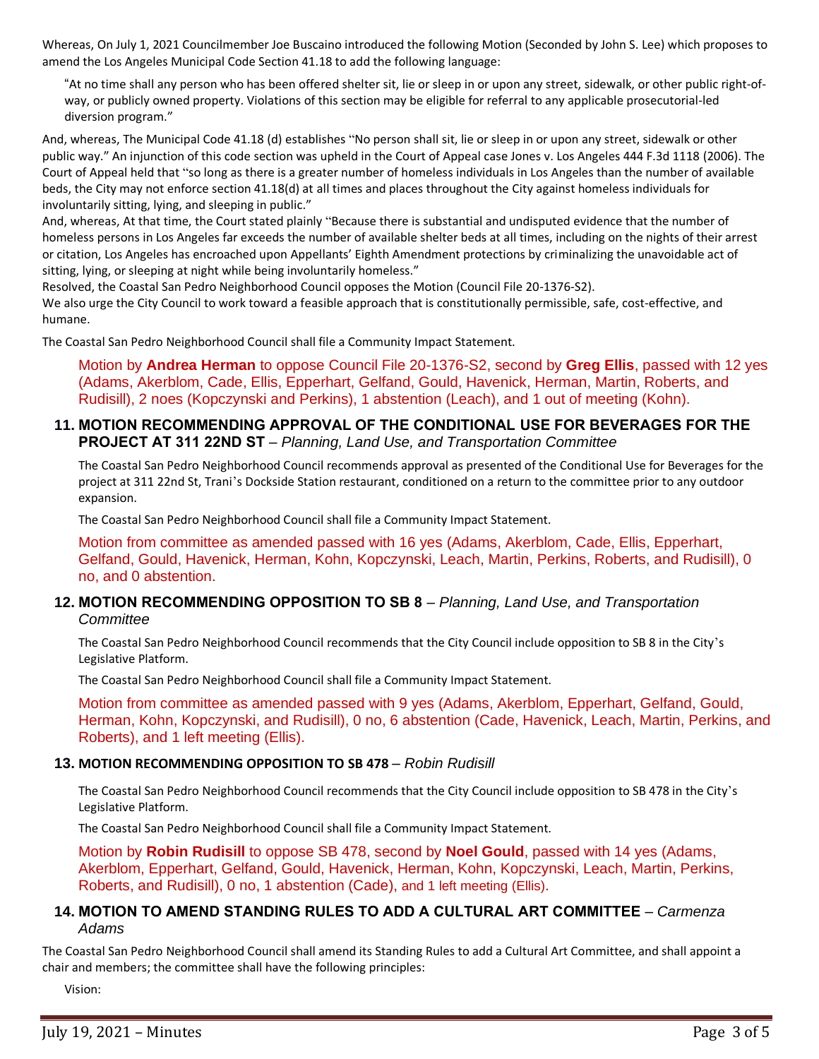Whereas, On July 1, 2021 Councilmember Joe Buscaino introduced the following Motion (Seconded by John S. Lee) which proposes to amend the Los Angeles Municipal Code Section 41.18 to add the following language:

> "At no time shall any person who has been offered shelter sit, lie or sleep in or upon any street, sidewalk, or other public right-of-way, or publicly owned property. Violations of this section may be eligible for referral to any applicable prosecutorial-led diversion program."

And, whereas, The Municipal Code 41.18 (d) establishes "No person shall sit, lie or sleep in or upon any street, sidewalk or other public way." An injunction of this code section was upheld in the Court of Appeal case Jones v. Los Angeles 444 F.3d 1118 (2006). The Court of Appeal held that "so long as there is a greater number of homeless individuals in Los Angeles than the number of available beds, the City may not enforce section 41.18(d) at all times and places throughout the City against homeless individuals for involuntarily sitting, lying, and sleeping in public."

And, whereas, At that time, the Court stated plainly "Because there is substantial and undisputed evidence that the number of homeless persons in Los Angeles far exceeds the number of available shelter beds at all times, including on the nights of their arrest or citation, Los Angeles has encroached upon Appellants' Eighth Amendment protections by criminalizing the unavoidable act of sitting, lying, or sleeping at night while being involuntarily homeless."

Resolved, the Coastal San Pedro Neighborhood Council opposes the Motion (Council File 20-1376-S2).

We also urge the City Council to work toward a feasible approach that is constitutionally permissible, safe, cost-effective, and humane.

The Coastal San Pedro Neighborhood Council shall file a Community Impact Statement.

Motion by **Andrea Herman** to oppose Council File 20-1376-S2, second by **Greg Ellis**, passed with 12 yes (Adams, Akerblom, Cade, Ellis, Epperhart, Gelfand, Gould, Havenick, Herman, Martin, Roberts, and Rudisill), 2 noes (Kopczynski and Perkins), 1 abstention (Leach), and 1 out of meeting (Kohn).

## 11. MOTION RECOMMENDING APPROVAL OF THE CONDITIONAL USE FOR BEVERAGES FOR THE PROJECT AT 311 22ND ST – *Planning, Land Use, and Transportation Committee*

The Coastal San Pedro Neighborhood Council recommends approval as presented of the Conditional Use for Beverages for the project at 311 22nd St, Trani's Dockside Station restaurant, conditioned on a return to the committee prior to any outdoor expansion.

The Coastal San Pedro Neighborhood Council shall file a Community Impact Statement.

Motion from committee as amended passed with 16 yes (Adams, Akerblom, Cade, Ellis, Epperhart, Gelfand, Gould, Havenick, Herman, Kohn, Kopczynski, Leach, Martin, Perkins, Roberts, and Rudisill), 0 no, and 0 abstention.

## 12. MOTION RECOMMENDING OPPOSITION TO SB 8 – *Planning, Land Use, and Transportation Committee*

The Coastal San Pedro Neighborhood Council recommends that the City Council include opposition to SB 8 in the City's Legislative Platform.

The Coastal San Pedro Neighborhood Council shall file a Community Impact Statement.

Motion from committee as amended passed with 9 yes (Adams, Akerblom, Epperhart, Gelfand, Gould, Herman, Kohn, Kopczynski, and Rudisill), 0 no, 6 abstention (Cade, Havenick, Leach, Martin, Perkins, and Roberts), and 1 left meeting (Ellis).

## 13. MOTION RECOMMENDING OPPOSITION TO SB 478 – *Robin Rudisill*

The Coastal San Pedro Neighborhood Council recommends that the City Council include opposition to SB 478 in the City's Legislative Platform.

The Coastal San Pedro Neighborhood Council shall file a Community Impact Statement.

Motion by **Robin Rudisill** to oppose SB 478, second by **Noel Gould**, passed with 14 yes (Adams, Akerblom, Epperhart, Gelfand, Gould, Havenick, Herman, Kohn, Kopczynski, Leach, Martin, Perkins, Roberts, and Rudisill), 0 no, 1 abstention (Cade), and 1 left meeting (Ellis).

## 14. MOTION TO AMEND STANDING RULES TO ADD A CULTURAL ART COMMITTEE – *Carmenza Adams*

The Coastal San Pedro Neighborhood Council shall amend its Standing Rules to add a Cultural Art Committee, and shall appoint a chair and members; the committee shall have the following principles:

Vision: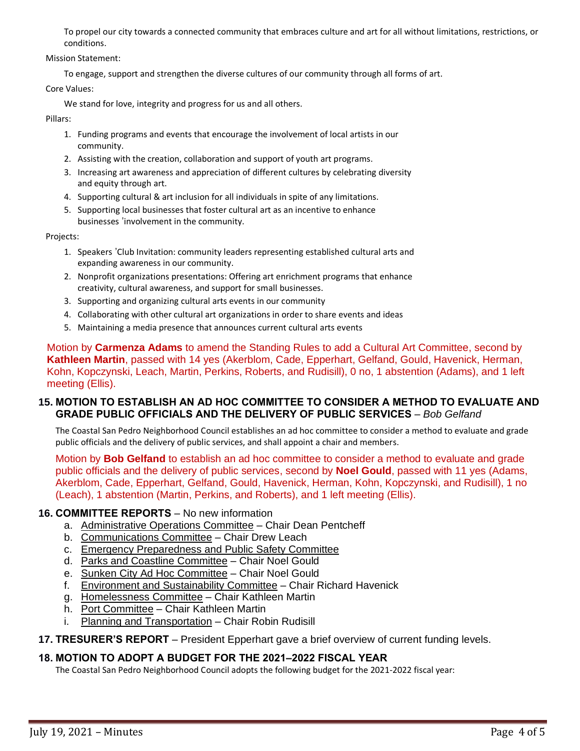To propel our city towards a connected community that embraces culture and art for all without limitations, restrictions, or conditions.

Mission Statement:

To engage, support and strengthen the diverse cultures of our community through all forms of art.

Core Values:

We stand for love, integrity and progress for us and all others.

Pillars:

1. Funding programs and events that encourage the involvement of local artists in our community.
2. Assisting with the creation, collaboration and support of youth art programs.
3. Increasing art awareness and appreciation of different cultures by celebrating diversity and equity through art.
4. Supporting cultural & art inclusion for all individuals in spite of any limitations.
5. Supporting local businesses that foster cultural art as an incentive to enhance businesses 'involvement in the community.

Projects:

1. Speakers 'Club Invitation: community leaders representing established cultural arts and expanding awareness in our community.
2. Nonprofit organizations presentations: Offering art enrichment programs that enhance creativity, cultural awareness, and support for small businesses.
3. Supporting and organizing cultural arts events in our community
4. Collaborating with other cultural art organizations in order to share events and ideas
5. Maintaining a media presence that announces current cultural arts events

Motion by **Carmenza Adams** to amend the Standing Rules to add a Cultural Art Committee, second by **Kathleen Martin**, passed with 14 yes (Akerblom, Cade, Epperhart, Gelfand, Gould, Havenick, Herman, Kohn, Kopczynski, Leach, Martin, Perkins, Roberts, and Rudisill), 0 no, 1 abstention (Adams), and 1 left meeting (Ellis).

## 15. MOTION TO ESTABLISH AN AD HOC COMMITTEE TO CONSIDER A METHOD TO EVALUATE AND GRADE PUBLIC OFFICIALS AND THE DELIVERY OF PUBLIC SERVICES – *Bob Gelfand*

The Coastal San Pedro Neighborhood Council establishes an ad hoc committee to consider a method to evaluate and grade public officials and the delivery of public services, and shall appoint a chair and members.

Motion by **Bob Gelfand** to establish an ad hoc committee to consider a method to evaluate and grade public officials and the delivery of public services, second by **Noel Gould**, passed with 11 yes (Adams, Akerblom, Cade, Epperhart, Gelfand, Gould, Havenick, Herman, Kohn, Kopczynski, and Rudisill), 1 no (Leach), 1 abstention (Martin, Perkins, and Roberts), and 1 left meeting (Ellis).

## 16. COMMITTEE REPORTS – No new information

a. Administrative Operations Committee – Chair Dean Pentcheff
b. Communications Committee – Chair Drew Leach
c. Emergency Preparedness and Public Safety Committee
d. Parks and Coastline Committee – Chair Noel Gould
e. Sunken City Ad Hoc Committee – Chair Noel Gould
f. Environment and Sustainability Committee – Chair Richard Havenick
g. Homelessness Committee – Chair Kathleen Martin
h. Port Committee – Chair Kathleen Martin
i. Planning and Transportation – Chair Robin Rudisill

## 17. TRESURER'S REPORT – President Epperhart gave a brief overview of current funding levels.

## 18. MOTION TO ADOPT A BUDGET FOR THE 2021–2022 FISCAL YEAR

The Coastal San Pedro Neighborhood Council adopts the following budget for the 2021-2022 fiscal year: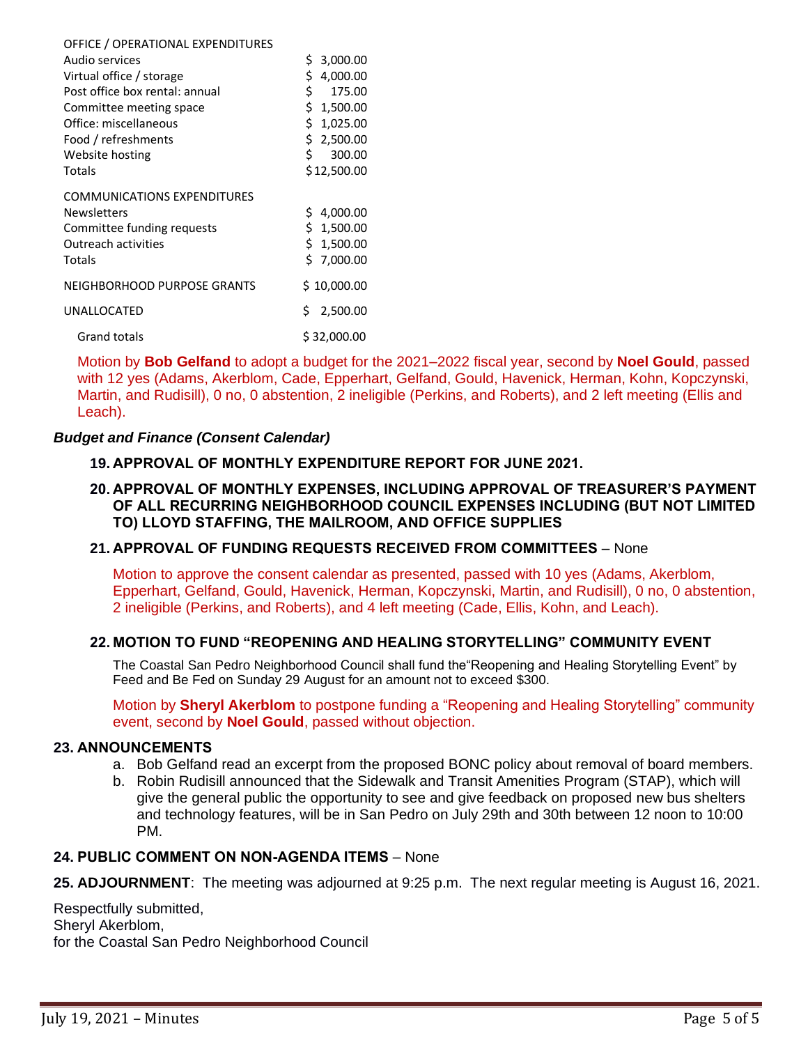| | |
|---|---|
| OFFICE / OPERATIONAL EXPENDITURES | |
| Audio services | $ 3,000.00 |
| Virtual office / storage | $ 4,000.00 |
| Post office box rental: annual | $ 175.00 |
| Committee meeting space | $ 1,500.00 |
| Office: miscellaneous | $ 1,025.00 |
| Food / refreshments | $ 2,500.00 |
| Website hosting | $ 300.00 |
| Totals | $12,500.00 |
| COMMUNICATIONS EXPENDITURES | |
| Newsletters | $ 4,000.00 |
| Committee funding requests | $ 1,500.00 |
| Outreach activities | $ 1,500.00 |
| Totals | $ 7,000.00 |
| NEIGHBORHOOD PURPOSE GRANTS | $ 10,000.00 |
| UNALLOCATED | $ 2,500.00 |
| Grand totals | $ 32,000.00 |

Motion by **Bob Gelfand** to adopt a budget for the 2021–2022 fiscal year, second by **Noel Gould**, passed with 12 yes (Adams, Akerblom, Cade, Epperhart, Gelfand, Gould, Havenick, Herman, Kohn, Kopczynski, Martin, and Rudisill), 0 no, 0 abstention, 2 ineligible (Perkins, and Roberts), and 2 left meeting (Ellis and Leach).

***Budget and Finance (Consent Calendar)***

**19. APPROVAL OF MONTHLY EXPENDITURE REPORT FOR JUNE 2021.**

**20. APPROVAL OF MONTHLY EXPENSES, INCLUDING APPROVAL OF TREASURER'S PAYMENT OF ALL RECURRING NEIGHBORHOOD COUNCIL EXPENSES INCLUDING (BUT NOT LIMITED TO) LLOYD STAFFING, THE MAILROOM, AND OFFICE SUPPLIES**

**21. APPROVAL OF FUNDING REQUESTS RECEIVED FROM COMMITTEES** – None

Motion to approve the consent calendar as presented, passed with 10 yes (Adams, Akerblom, Epperhart, Gelfand, Gould, Havenick, Herman, Kopczynski, Martin, and Rudisill), 0 no, 0 abstention, 2 ineligible (Perkins, and Roberts), and 4 left meeting (Cade, Ellis, Kohn, and Leach).

**22. MOTION TO FUND "REOPENING AND HEALING STORYTELLING" COMMUNITY EVENT**

The Coastal San Pedro Neighborhood Council shall fund the"Reopening and Healing Storytelling Event" by Feed and Be Fed on Sunday 29 August for an amount not to exceed $300.

Motion by **Sheryl Akerblom** to postpone funding a "Reopening and Healing Storytelling" community event, second by **Noel Gould**, passed without objection.

**23. ANNOUNCEMENTS**

a. Bob Gelfand read an excerpt from the proposed BONC policy about removal of board members.
b. Robin Rudisill announced that the Sidewalk and Transit Amenities Program (STAP), which will give the general public the opportunity to see and give feedback on proposed new bus shelters and technology features, will be in San Pedro on July 29th and 30th between 12 noon to 10:00 PM.

**24. PUBLIC COMMENT ON NON-AGENDA ITEMS** – None

**25. ADJOURNMENT**: The meeting was adjourned at 9:25 p.m. The next regular meeting is August 16, 2021.

Respectfully submitted,
Sheryl Akerblom,
for the Coastal San Pedro Neighborhood Council